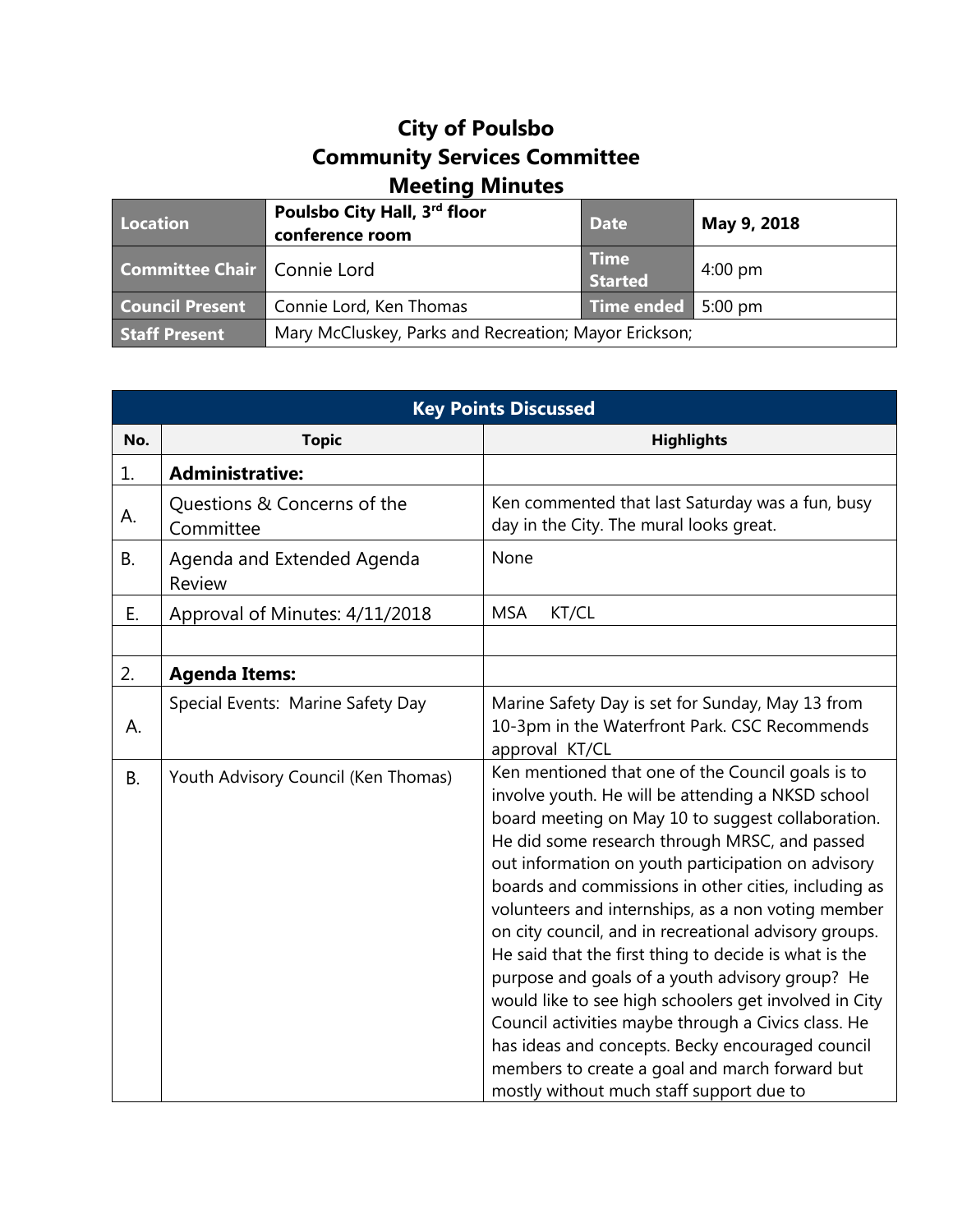# City of Poulsbo
# Community Services Committee
# Meeting Minutes

| Location | Poulsbo City Hall, 3rd floor conference room | Date | May 9, 2018 |
|---|---|---|---|
| Committee Chair | Connie Lord | Time Started | 4:00 pm |
| Council Present | Connie Lord, Ken Thomas | Time ended | 5:00 pm |
| Staff Present | Mary McCluskey, Parks and Recreation; Mayor Erickson; | | |

| Key Points Discussed | | |
|---|---|---|
| **No.** | **Topic** | **Highlights** |
| 1. | **Administrative:** | |
| A. | Questions & Concerns of the Committee | Ken commented that last Saturday was a fun, busy day in the City. The mural looks great. |
| B. | Agenda and Extended Agenda Review | None |
| E. | Approval of Minutes: 4/11/2018 | MSA KT/CL |
| | | |
| 2. | **Agenda Items:** | |
| A. | Special Events: Marine Safety Day | Marine Safety Day is set for Sunday, May 13 from 10-3pm in the Waterfront Park. CSC Recommends approval KT/CL |
| B. | Youth Advisory Council (Ken Thomas) | Ken mentioned that one of the Council goals is to involve youth. He will be attending a NKSD school board meeting on May 10 to suggest collaboration. He did some research through MRSC, and passed out information on youth participation on advisory boards and commissions in other cities, including as volunteers and internships, as a non voting member on city council, and in recreational advisory groups. He said that the first thing to decide is what is the purpose and goals of a youth advisory group? He would like to see high schoolers get involved in City Council activities maybe through a Civics class. He has ideas and concepts. Becky encouraged council members to create a goal and march forward but mostly without much staff support due to |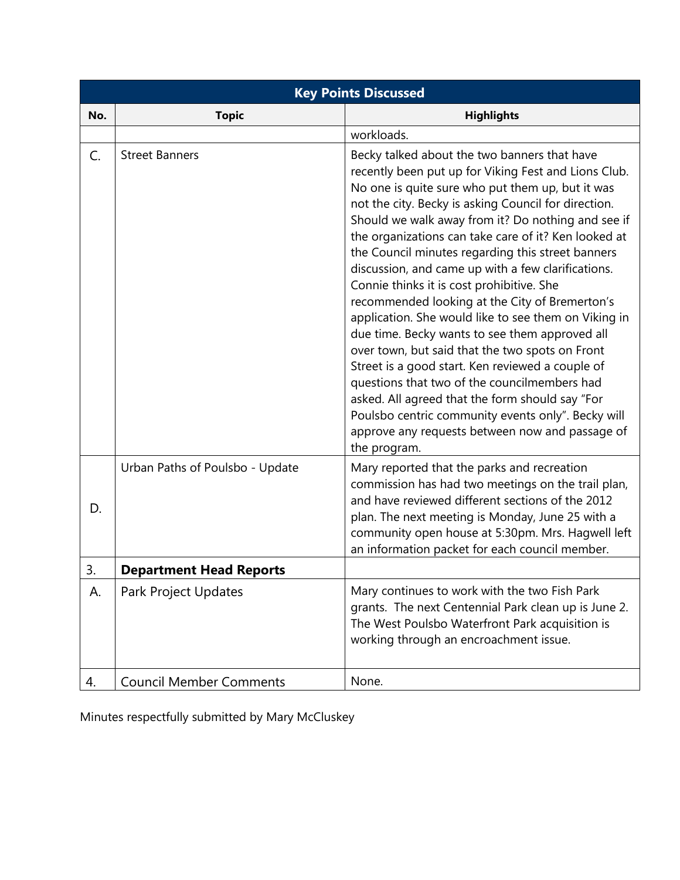| Key Points Discussed | | |
|---|---|---|
| **No.** | **Topic** | **Highlights** |
| | | workloads. |
| C. | Street Banners | Becky talked about the two banners that have recently been put up for Viking Fest and Lions Club. No one is quite sure who put them up, but it was not the city. Becky is asking Council for direction. Should we walk away from it? Do nothing and see if the organizations can take care of it? Ken looked at the Council minutes regarding this street banners discussion, and came up with a few clarifications. Connie thinks it is cost prohibitive. She recommended looking at the City of Bremerton's application. She would like to see them on Viking in due time. Becky wants to see them approved all over town, but said that the two spots on Front Street is a good start. Ken reviewed a couple of questions that two of the councilmembers had asked. All agreed that the form should say "For Poulsbo centric community events only". Becky will approve any requests between now and passage of the program. |
| D. | Urban Paths of Poulsbo - Update | Mary reported that the parks and recreation commission has had two meetings on the trail plan, and have reviewed different sections of the 2012 plan. The next meeting is Monday, June 25 with a community open house at 5:30pm. Mrs. Hagwell left an information packet for each council member. |
| 3. | **Department Head Reports** | |
| A. | Park Project Updates | Mary continues to work with the two Fish Park grants. The next Centennial Park clean up is June 2. The West Poulsbo Waterfront Park acquisition is working through an encroachment issue. |
| 4. | Council Member Comments | None. |

Minutes respectfully submitted by Mary McCluskey